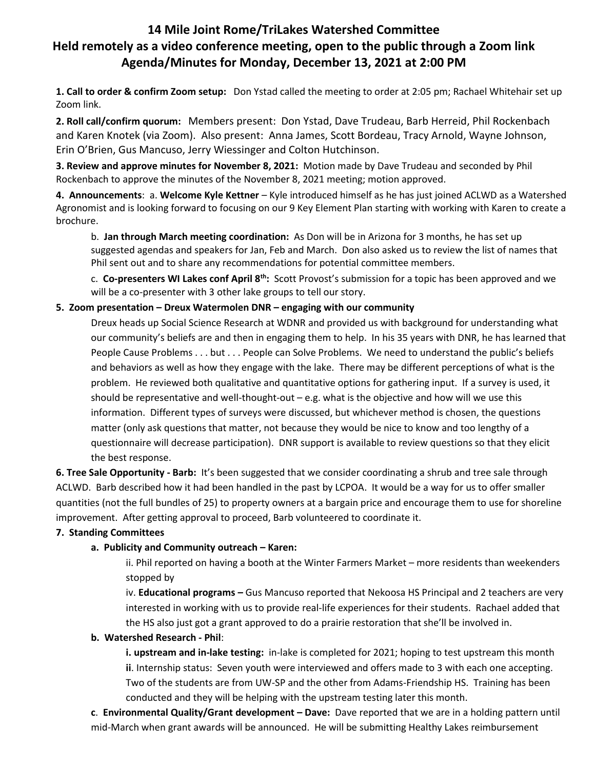# 14 Mile Joint Rome/TriLakes Watershed Committee
## Held remotely as a video conference meeting, open to the public through a Zoom link
## Agenda/Minutes for Monday, December 13, 2021 at 2:00 PM

**1. Call to order & confirm Zoom setup:** Don Ystad called the meeting to order at 2:05 pm; Rachael Whitehair set up Zoom link.

**2. Roll call/confirm quorum:** Members present: Don Ystad, Dave Trudeau, Barb Herreid, Phil Rockenbach and Karen Knotek (via Zoom). Also present: Anna James, Scott Bordeau, Tracy Arnold, Wayne Johnson, Erin O'Brien, Gus Mancuso, Jerry Wiessinger and Colton Hutchinson.

**3. Review and approve minutes for November 8, 2021:** Motion made by Dave Trudeau and seconded by Phil Rockenbach to approve the minutes of the November 8, 2021 meeting; motion approved.

**4. Announcements**: a. **Welcome Kyle Kettner** – Kyle introduced himself as he has just joined ACLWD as a Watershed Agronomist and is looking forward to focusing on our 9 Key Element Plan starting with working with Karen to create a brochure.

b. **Jan through March meeting coordination:** As Don will be in Arizona for 3 months, he has set up suggested agendas and speakers for Jan, Feb and March. Don also asked us to review the list of names that Phil sent out and to share any recommendations for potential committee members.

c. **Co-presenters WI Lakes conf April 8th:** Scott Provost's submission for a topic has been approved and we will be a co-presenter with 3 other lake groups to tell our story.

**5. Zoom presentation – Dreux Watermolen DNR – engaging with our community**

Dreux heads up Social Science Research at WDNR and provided us with background for understanding what our community's beliefs are and then in engaging them to help. In his 35 years with DNR, he has learned that People Cause Problems . . . but . . . People can Solve Problems. We need to understand the public's beliefs and behaviors as well as how they engage with the lake. There may be different perceptions of what is the problem. He reviewed both qualitative and quantitative options for gathering input. If a survey is used, it should be representative and well-thought-out – e.g. what is the objective and how will we use this information. Different types of surveys were discussed, but whichever method is chosen, the questions matter (only ask questions that matter, not because they would be nice to know and too lengthy of a questionnaire will decrease participation). DNR support is available to review questions so that they elicit the best response.

**6. Tree Sale Opportunity - Barb:** It's been suggested that we consider coordinating a shrub and tree sale through ACLWD. Barb described how it had been handled in the past by LCPOA. It would be a way for us to offer smaller quantities (not the full bundles of 25) to property owners at a bargain price and encourage them to use for shoreline improvement. After getting approval to proceed, Barb volunteered to coordinate it.

**7. Standing Committees**

**a. Publicity and Community outreach – Karen:**

ii. Phil reported on having a booth at the Winter Farmers Market – more residents than weekenders stopped by

iv. **Educational programs –** Gus Mancuso reported that Nekoosa HS Principal and 2 teachers are very interested in working with us to provide real-life experiences for their students. Rachael added that the HS also just got a grant approved to do a prairie restoration that she'll be involved in.

**b. Watershed Research - Phil**:

**i. upstream and in-lake testing:** in-lake is completed for 2021; hoping to test upstream this month

**ii**. Internship status: Seven youth were interviewed and offers made to 3 with each one accepting. Two of the students are from UW-SP and the other from Adams-Friendship HS. Training has been conducted and they will be helping with the upstream testing later this month.

**c**. **Environmental Quality/Grant development – Dave:** Dave reported that we are in a holding pattern until mid-March when grant awards will be announced. He will be submitting Healthy Lakes reimbursement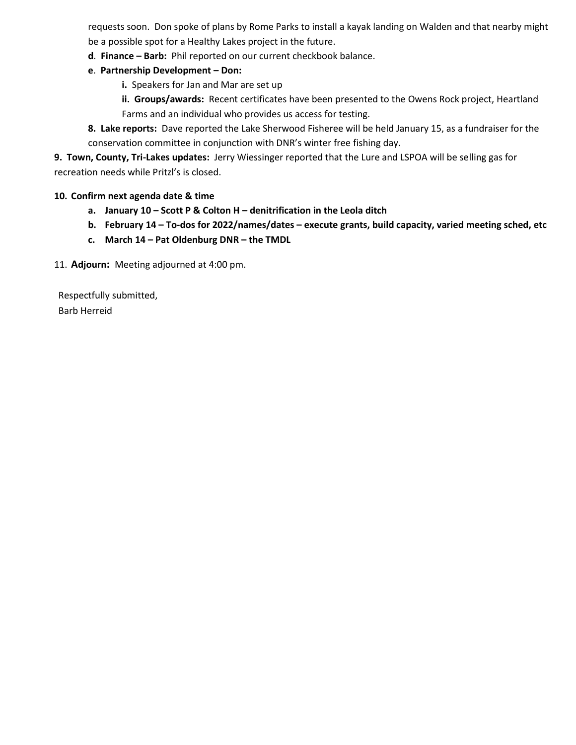requests soon. Don spoke of plans by Rome Parks to install a kayak landing on Walden and that nearby might be a possible spot for a Healthy Lakes project in the future.

**d**. **Finance – Barb:** Phil reported on our current checkbook balance.

**e**. **Partnership Development – Don:**

**i.** Speakers for Jan and Mar are set up

**ii. Groups/awards:** Recent certificates have been presented to the Owens Rock project, Heartland Farms and an individual who provides us access for testing.

**8. Lake reports:** Dave reported the Lake Sherwood Fisheree will be held January 15, as a fundraiser for the conservation committee in conjunction with DNR's winter free fishing day.

**9. Town, County, Tri-Lakes updates:** Jerry Wiessinger reported that the Lure and LSPOA will be selling gas for recreation needs while Pritzl's is closed.

**10. Confirm next agenda date & time**

**a. January 10 – Scott P & Colton H – denitrification in the Leola ditch**

**b. February 14 – To-dos for 2022/names/dates – execute grants, build capacity, varied meeting sched, etc**

**c. March 14 – Pat Oldenburg DNR – the TMDL**

11. **Adjourn:** Meeting adjourned at 4:00 pm.

Respectfully submitted,
Barb Herreid